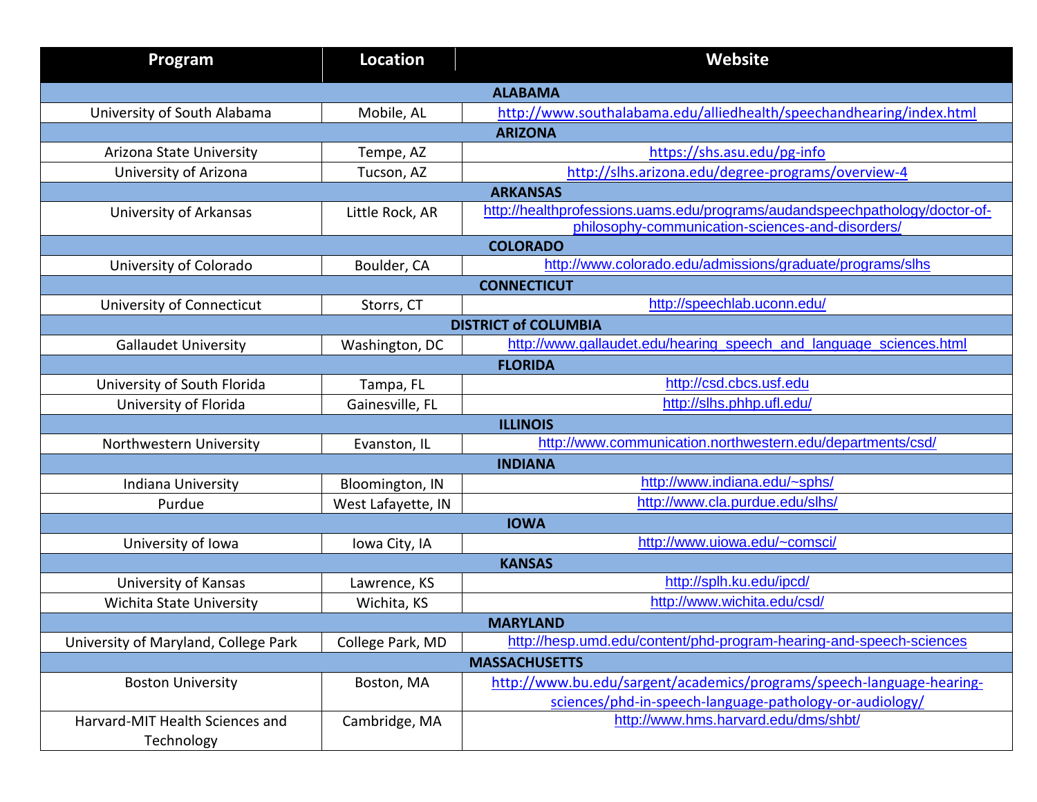| Program | Location | Website |
|---|---|---|
| **ALABAMA** | | |
| University of South Alabama | Mobile, AL | http://www.southalabama.edu/alliedhealth/speechandhearing/index.html |
| **ARIZONA** | | |
| Arizona State University | Tempe, AZ | https://shs.asu.edu/pg-info |
| University of Arizona | Tucson, AZ | http://slhs.arizona.edu/degree-programs/overview-4 |
| **ARKANSAS** | | |
| University of Arkansas | Little Rock, AR | http://healthprofessions.uams.edu/programs/audandspeechpathology/doctor-of-philosophy-communication-sciences-and-disorders/ |
| **COLORADO** | | |
| University of Colorado | Boulder, CA | http://www.colorado.edu/admissions/graduate/programs/slhs |
| **CONNECTICUT** | | |
| University of Connecticut | Storrs, CT | http://speechlab.uconn.edu/ |
| **DISTRICT of COLUMBIA** | | |
| Gallaudet University | Washington, DC | http://www.gallaudet.edu/hearing_speech_and_language_sciences.html |
| **FLORIDA** | | |
| University of South Florida | Tampa, FL | http://csd.cbcs.usf.edu |
| University of Florida | Gainesville, FL | http://slhs.phhp.ufl.edu/ |
| **ILLINOIS** | | |
| Northwestern University | Evanston, IL | http://www.communication.northwestern.edu/departments/csd/ |
| **INDIANA** | | |
| Indiana University | Bloomington, IN | http://www.indiana.edu/~sphs/ |
| Purdue | West Lafayette, IN | http://www.cla.purdue.edu/slhs/ |
| **IOWA** | | |
| University of Iowa | Iowa City, IA | http://www.uiowa.edu/~comsci/ |
| **KANSAS** | | |
| University of Kansas | Lawrence, KS | http://splh.ku.edu/ipcd/ |
| Wichita State University | Wichita, KS | http://www.wichita.edu/csd/ |
| **MARYLAND** | | |
| University of Maryland, College Park | College Park, MD | http://hesp.umd.edu/content/phd-program-hearing-and-speech-sciences |
| **MASSACHUSETTS** | | |
| Boston University | Boston, MA | http://www.bu.edu/sargent/academics/programs/speech-language-hearing-sciences/phd-in-speech-language-pathology-or-audiology/ |
| Harvard-MIT Health Sciences and Technology | Cambridge, MA | http://www.hms.harvard.edu/dms/shbt/ |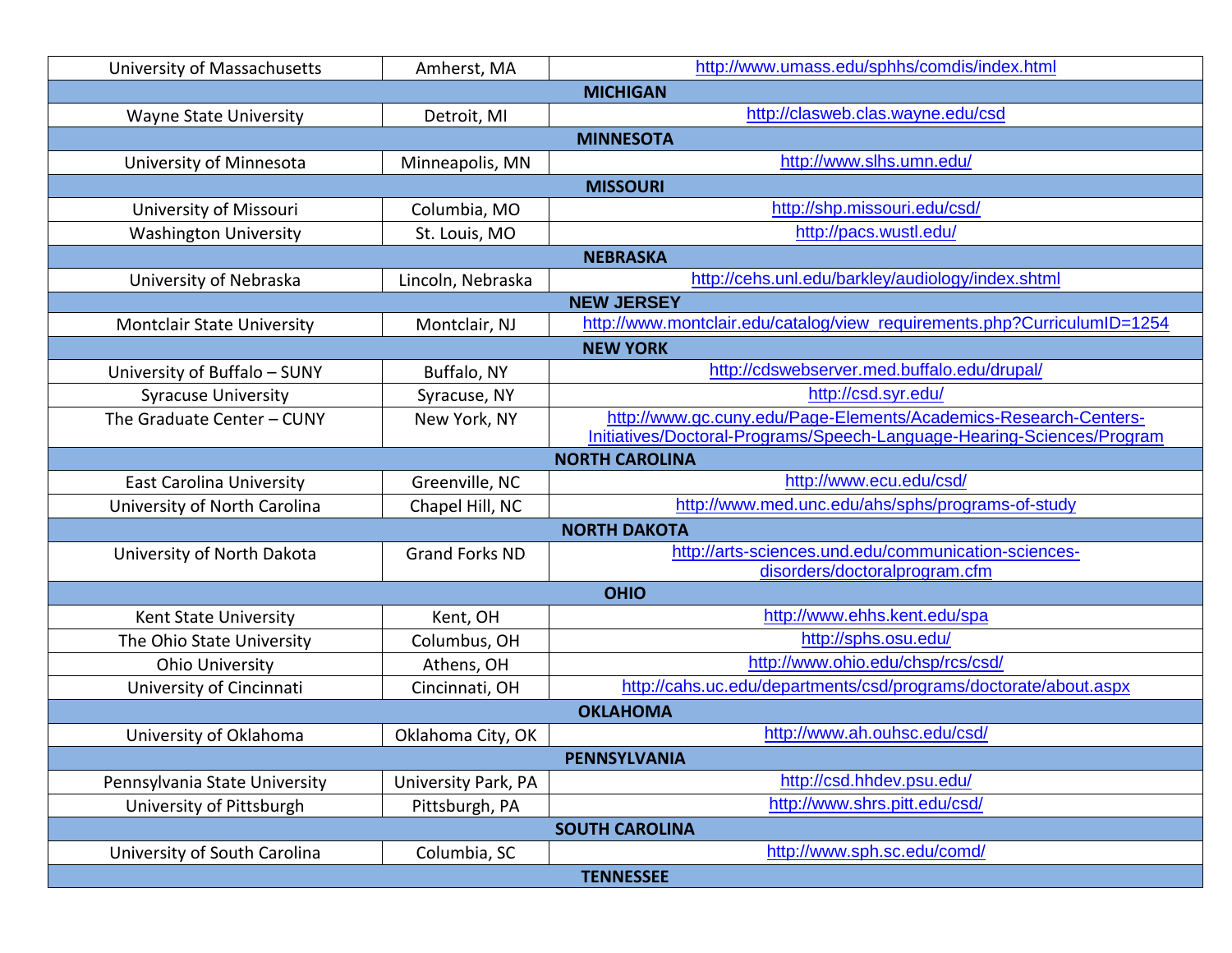| | | |
|---|---|---|
| University of Massachusetts | Amherst, MA | http://www.umass.edu/sphhs/comdis/index.html |
| **MICHIGAN** | | |
| Wayne State University | Detroit, MI | http://clasweb.clas.wayne.edu/csd |
| **MINNESOTA** | | |
| University of Minnesota | Minneapolis, MN | http://www.slhs.umn.edu/ |
| **MISSOURI** | | |
| University of Missouri | Columbia, MO | http://shp.missouri.edu/csd/ |
| Washington University | St. Louis, MO | http://pacs.wustl.edu/ |
| **NEBRASKA** | | |
| University of Nebraska | Lincoln, Nebraska | http://cehs.unl.edu/barkley/audiology/index.shtml |
| **NEW JERSEY** | | |
| Montclair State University | Montclair, NJ | http://www.montclair.edu/catalog/view_requirements.php?CurriculumID=1254 |
| **NEW YORK** | | |
| University of Buffalo – SUNY | Buffalo, NY | http://cdswebserver.med.buffalo.edu/drupal/ |
| Syracuse University | Syracuse, NY | http://csd.syr.edu/ |
| The Graduate Center – CUNY | New York, NY | http://www.gc.cuny.edu/Page-Elements/Academics-Research-Centers-Initiatives/Doctoral-Programs/Speech-Language-Hearing-Sciences/Program |
| **NORTH CAROLINA** | | |
| East Carolina University | Greenville, NC | http://www.ecu.edu/csd/ |
| University of North Carolina | Chapel Hill, NC | http://www.med.unc.edu/ahs/sphs/programs-of-study |
| **NORTH DAKOTA** | | |
| University of North Dakota | Grand Forks ND | http://arts-sciences.und.edu/communication-sciences-disorders/doctoralprogram.cfm |
| **OHIO** | | |
| Kent State University | Kent, OH | http://www.ehhs.kent.edu/spa |
| The Ohio State University | Columbus, OH | http://sphs.osu.edu/ |
| Ohio University | Athens, OH | http://www.ohio.edu/chsp/rcs/csd/ |
| University of Cincinnati | Cincinnati, OH | http://cahs.uc.edu/departments/csd/programs/doctorate/about.aspx |
| **OKLAHOMA** | | |
| University of Oklahoma | Oklahoma City, OK | http://www.ah.ouhsc.edu/csd/ |
| **PENNSYLVANIA** | | |
| Pennsylvania State University | University Park, PA | http://csd.hhdev.psu.edu/ |
| University of Pittsburgh | Pittsburgh, PA | http://www.shrs.pitt.edu/csd/ |
| **SOUTH CAROLINA** | | |
| University of South Carolina | Columbia, SC | http://www.sph.sc.edu/comd/ |
| **TENNESSEE** | | |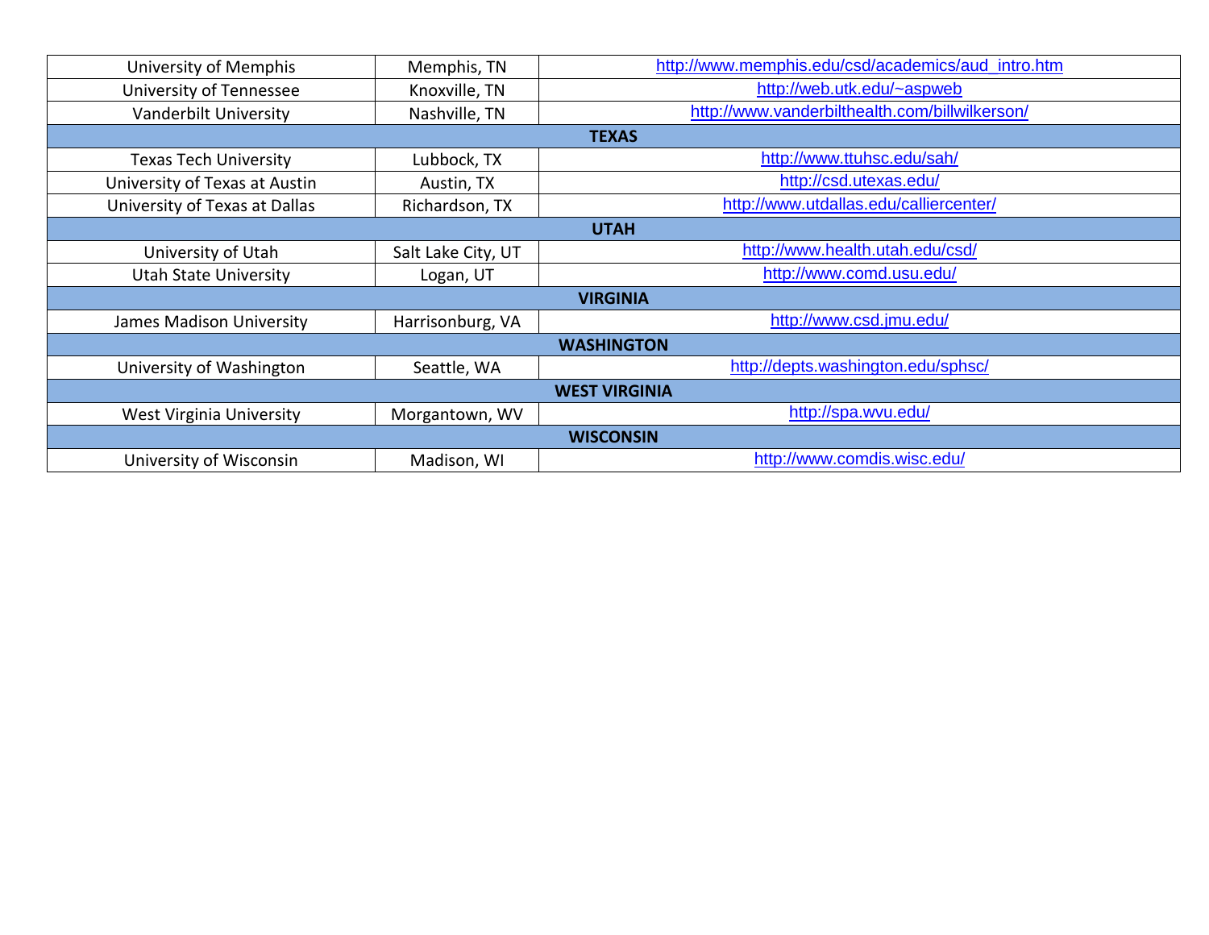| | | |
|---|---|---|
| University of Memphis | Memphis, TN | http://www.memphis.edu/csd/academics/aud_intro.htm |
| University of Tennessee | Knoxville, TN | http://web.utk.edu/~aspweb |
| Vanderbilt University | Nashville, TN | http://www.vanderbilthealth.com/billwilkerson/ |
| **TEXAS** | | |
| Texas Tech University | Lubbock, TX | http://www.ttuhsc.edu/sah/ |
| University of Texas at Austin | Austin, TX | http://csd.utexas.edu/ |
| University of Texas at Dallas | Richardson, TX | http://www.utdallas.edu/calliercenter/ |
| **UTAH** | | |
| University of Utah | Salt Lake City, UT | http://www.health.utah.edu/csd/ |
| Utah State University | Logan, UT | http://www.comd.usu.edu/ |
| **VIRGINIA** | | |
| James Madison University | Harrisonburg, VA | http://www.csd.jmu.edu/ |
| **WASHINGTON** | | |
| University of Washington | Seattle, WA | http://depts.washington.edu/sphsc/ |
| **WEST VIRGINIA** | | |
| West Virginia University | Morgantown, WV | http://spa.wvu.edu/ |
| **WISCONSIN** | | |
| University of Wisconsin | Madison, WI | http://www.comdis.wisc.edu/ |